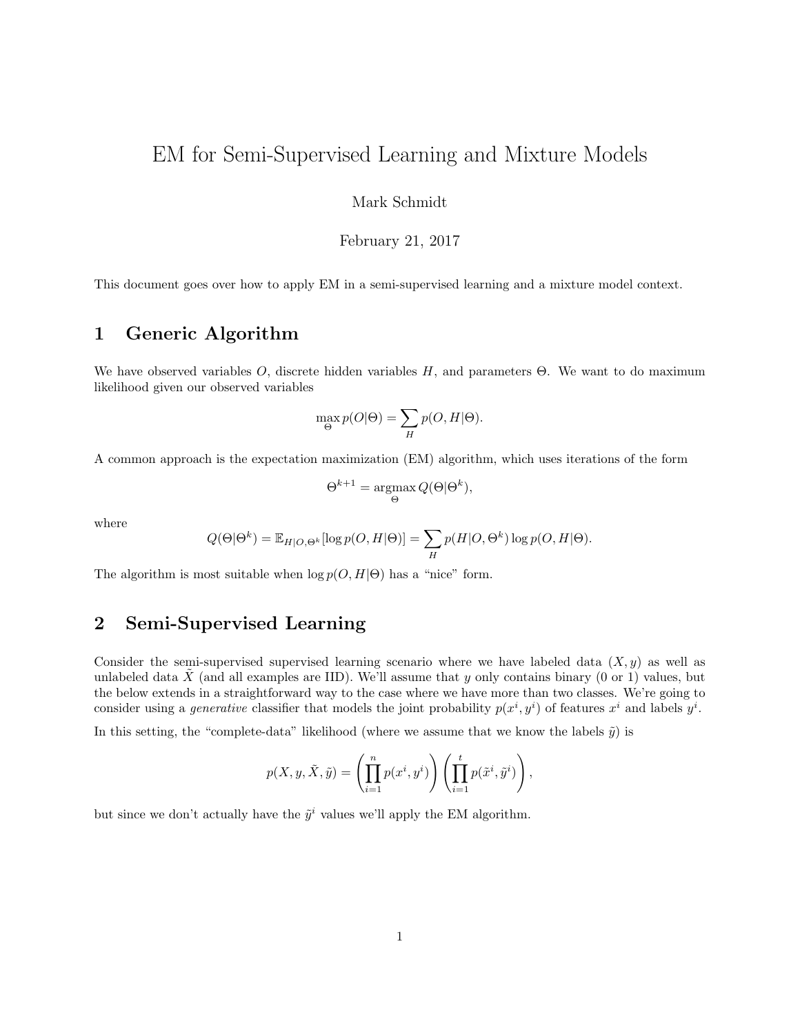# EM for Semi-Supervised Learning and Mixture Models

Mark Schmidt

February 21, 2017

This document goes over how to apply EM in a semi-supervised learning and a mixture model context.

## 1 Generic Algorithm

We have observed variables $O$, discrete hidden variables $H$, and parameters $\Theta$. We want to do maximum likelihood given our observed variables

$$\max_{\Theta} p(O|\Theta) = \sum_{H} p(O, H|\Theta).$$

A common approach is the expectation maximization (EM) algorithm, which uses iterations of the form

$$\Theta^{k+1} = \underset{\Theta}{\operatorname{argmax}}\, Q(\Theta|\Theta^k),$$

where

$$Q(\Theta|\Theta^k) = \mathbb{E}_{H|O,\Theta^k}[\log p(O, H|\Theta)] = \sum_{H} p(H|O, \Theta^k) \log p(O, H|\Theta).$$

The algorithm is most suitable when $\log p(O, H|\Theta)$ has a "nice" form.

## 2 Semi-Supervised Learning

Consider the semi-supervised supervised learning scenario where we have labeled data $(X, y)$ as well as unlabeled data $\tilde{X}$ (and all examples are IID). We'll assume that $y$ only contains binary (0 or 1) values, but the below extends in a straightforward way to the case where we have more than two classes. We're going to consider using a *generative* classifier that models the joint probability $p(x^i, y^i)$ of features $x^i$ and labels $y^i$.

In this setting, the "complete-data" likelihood (where we assume that we know the labels $\tilde{y}$) is

$$p(X, y, \tilde{X}, \tilde{y}) = \left(\prod_{i=1}^{n} p(x^i, y^i)\right)\left(\prod_{i=1}^{t} p(\tilde{x}^i, \tilde{y}^i)\right),$$

but since we don't actually have the $\tilde{y}^i$ values we'll apply the EM algorithm.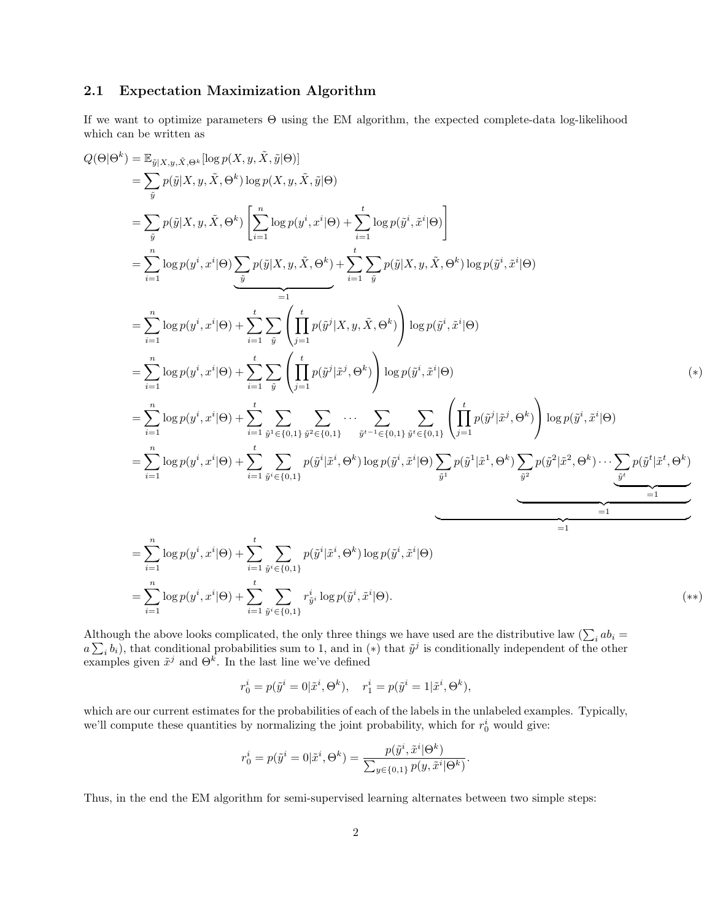## 2.1 Expectation Maximization Algorithm

If we want to optimize parameters $\Theta$ using the EM algorithm, the expected complete-data log-likelihood which can be written as

$$
\begin{aligned}
Q(\Theta|\Theta^k) &= \mathbb{E}_{\tilde{y}|X,y,\tilde{X},\Theta^k}[\log p(X,y,\tilde{X},\tilde{y}|\Theta)] \\
&= \sum_{\tilde{y}} p(\tilde{y}|X,y,\tilde{X},\Theta^k) \log p(X,y,\tilde{X},\tilde{y}|\Theta) \\
&= \sum_{\tilde{y}} p(\tilde{y}|X,y,\tilde{X},\Theta^k) \left[\sum_{i=1}^{n} \log p(y^i,x^i|\Theta) + \sum_{i=1}^{t} \log p(\tilde{y}^i,\tilde{x}^i|\Theta)\right] \\
&= \sum_{i=1}^{n} \log p(y^i,x^i|\Theta) \underbrace{\sum_{\tilde{y}} p(\tilde{y}|X,y,\tilde{X},\Theta^k)}_{=1} + \sum_{i=1}^{t}\sum_{\tilde{y}} p(\tilde{y}|X,y,\tilde{X},\Theta^k) \log p(\tilde{y}^i,\tilde{x}^i|\Theta) \\
&= \sum_{i=1}^{n} \log p(y^i,x^i|\Theta) + \sum_{i=1}^{t}\sum_{\tilde{y}} \left(\prod_{j=1}^{t} p(\tilde{y}^j|X,y,\tilde{X},\Theta^k)\right) \log p(\tilde{y}^i,\tilde{x}^i|\Theta) \\
&= \sum_{i=1}^{n} \log p(y^i,x^i|\Theta) + \sum_{i=1}^{t}\sum_{\tilde{y}} \left(\prod_{j=1}^{t} p(\tilde{y}^j|\tilde{x}^j,\Theta^k)\right) \log p(\tilde{y}^i,\tilde{x}^i|\Theta) \qquad (*) \\
&= \sum_{i=1}^{n} \log p(y^i,x^i|\Theta) + \sum_{i=1}^{t}\sum_{\tilde{y}^1\in\{0,1\}}\sum_{\tilde{y}^2\in\{0,1\}}\cdots\sum_{\tilde{y}^{t-1}\in\{0,1\}}\sum_{\tilde{y}^t\in\{0,1\}} \left(\prod_{j=1}^{t} p(\tilde{y}^j|\tilde{x}^j,\Theta^k)\right) \log p(\tilde{y}^i,\tilde{x}^i|\Theta) \\
&= \sum_{i=1}^{n} \log p(y^i,x^i|\Theta) + \sum_{i=1}^{t}\sum_{\tilde{y}^i\in\{0,1\}} p(\tilde{y}^i|\tilde{x}^i,\Theta^k)\log p(\tilde{y}^i,\tilde{x}^i|\Theta) \underbrace{\sum_{\tilde{y}^1} p(\tilde{y}^1|\tilde{x}^1,\Theta^k) \underbrace{\sum_{\tilde{y}^2} p(\tilde{y}^2|\tilde{x}^2,\Theta^k)\cdots \underbrace{\sum_{\tilde{y}^t} p(\tilde{y}^t|\tilde{x}^t,\Theta^k)}_{=1}}_{=1}}_{=1} \\
&= \sum_{i=1}^{n} \log p(y^i,x^i|\Theta) + \sum_{i=1}^{t}\sum_{\tilde{y}^i\in\{0,1\}} p(\tilde{y}^i|\tilde{x}^i,\Theta^k)\log p(\tilde{y}^i,\tilde{x}^i|\Theta) \\
&= \sum_{i=1}^{n} \log p(y^i,x^i|\Theta) + \sum_{i=1}^{t}\sum_{\tilde{y}^i\in\{0,1\}} r^i_{\tilde{y}^i}\log p(\tilde{y}^i,\tilde{x}^i|\Theta). \qquad (**)
\end{aligned}
$$

Although the above looks complicated, the only three things we have used are the distributive law ($\sum_i ab_i = a\sum_i b_i$), that conditional probabilities sum to 1, and in $(*)$ that $\tilde{y}^j$ is conditionally independent of the other examples given $\tilde{x}^j$ and $\Theta^k$. In the last line we've defined

$$
r_0^i = p(\tilde{y}^i = 0|\tilde{x}^i,\Theta^k), \quad r_1^i = p(\tilde{y}^i = 1|\tilde{x}^i,\Theta^k),
$$

which are our current estimates for the probabilities of each of the labels in the unlabeled examples. Typically, we'll compute these quantities by normalizing the joint probability, which for $r_0^i$ would give:

$$
r_0^i = p(\tilde{y}^i = 0|\tilde{x}^i,\Theta^k) = \frac{p(\tilde{y}^i,\tilde{x}^i|\Theta^k)}{\sum_{y\in\{0,1\}} p(y,\tilde{x}^i|\Theta^k)}.
$$

Thus, in the end the EM algorithm for semi-supervised learning alternates between two simple steps: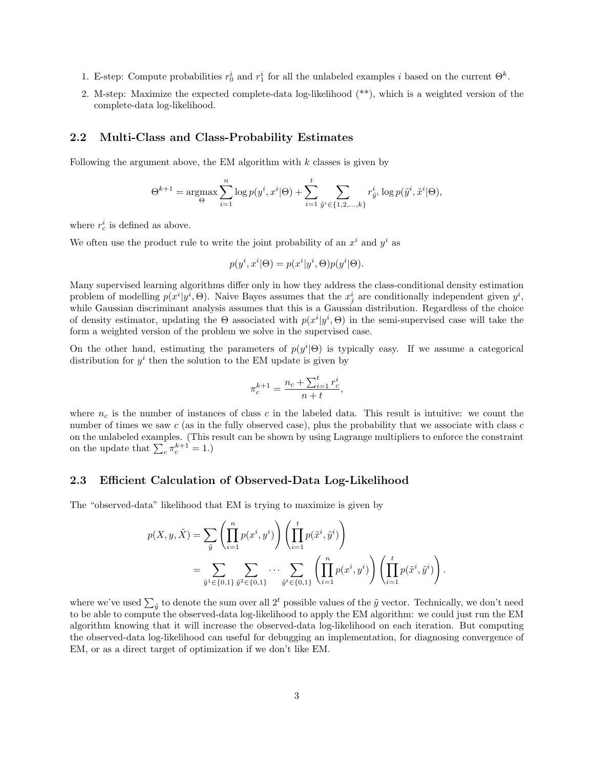1. E-step: Compute probabilities $r_0^i$ and $r_1^i$ for all the unlabeled examples $i$ based on the current $\Theta^k$.
2. M-step: Maximize the expected complete-data log-likelihood (**), which is a weighted version of the complete-data log-likelihood.

### 2.2 Multi-Class and Class-Probability Estimates

Following the argument above, the EM algorithm with $k$ classes is given by

$$\Theta^{k+1} = \underset{\Theta}{\operatorname{argmax}} \sum_{i=1}^{n} \log p(y^i, x^i|\Theta) + \sum_{i=1}^{t} \sum_{\tilde{y}^i \in \{1,2,\dots,k\}} r_{\tilde{y}^i}^i \log p(\tilde{y}^i, \tilde{x}^i|\Theta),$$

where $r_c^i$ is defined as above.

We often use the product rule to write the joint probability of an $x^i$ and $y^i$ as

$$p(y^i, x^i|\Theta) = p(x^i|y^i, \Theta)p(y^i|\Theta).$$

Many supervised learning algorithms differ only in how they address the class-conditional density estimation problem of modelling $p(x^i|y^i, \Theta)$. Naive Bayes assumes that the $x_j^i$ are conditionally independent given $y^i$, while Gaussian discriminant analysis assumes that this is a Gaussian distribution. Regardless of the choice of density estimator, updating the $\Theta$ associated with $p(x^i|y^i, \Theta)$ in the semi-supervised case will take the form a weighted version of the problem we solve in the supervised case.

On the other hand, estimating the parameters of $p(y^i|\Theta)$ is typically easy. If we assume a categorical distribution for $y^i$ then the solution to the EM update is given by

$$\pi_c^{k+1} = \frac{n_c + \sum_{i=1}^{t} r_c^i}{n+t},$$

where $n_c$ is the number of instances of class $c$ in the labeled data. This result is intuitive: we count the number of times we saw $c$ (as in the fully observed case), plus the probability that we associate with class $c$ on the unlabeled examples. (This result can be shown by using Lagrange multipliers to enforce the constraint on the update that $\sum_c \pi_c^{k+1} = 1$.)

### 2.3 Efficient Calculation of Observed-Data Log-Likelihood

The "observed-data" likelihood that EM is trying to maximize is given by

$$\begin{aligned}
p(X, y, \tilde{X}) &= \sum_{\tilde{y}} \left( \prod_{i=1}^{n} p(x^i, y^i) \right) \left( \prod_{i=1}^{t} p(\tilde{x}^i, \tilde{y}^i) \right) \\
&= \sum_{\tilde{y}^1 \in \{0,1\}} \sum_{\tilde{y}^2 \in \{0,1\}} \cdots \sum_{\tilde{y}^t \in \{0,1\}} \left( \prod_{i=1}^{n} p(x^i, y^i) \right) \left( \prod_{i=1}^{t} p(\tilde{x}^i, \tilde{y}^i) \right).
\end{aligned}$$

where we've used $\sum_{\tilde{y}}$ to denote the sum over all $2^t$ possible values of the $\tilde{y}$ vector. Technically, we don't need to be able to compute the observed-data log-likelihood to apply the EM algorithm: we could just run the EM algorithm knowing that it will increase the observed-data log-likelihood on each iteration. But computing the observed-data log-likelihood can useful for debugging an implementation, for diagnosing convergence of EM, or as a direct target of optimization if we don't like EM.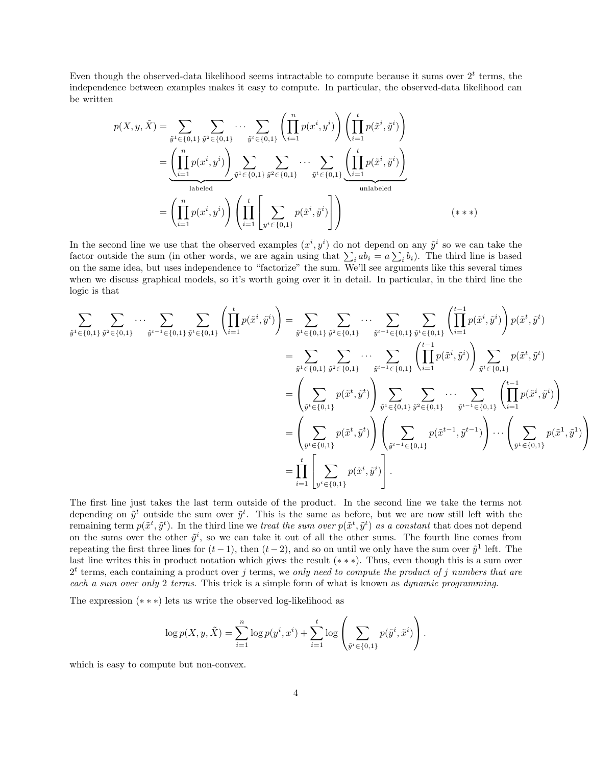Even though the observed-data likelihood seems intractable to compute because it sums over $2^t$ terms, the independence between examples makes it easy to compute. In particular, the observed-data likelihood can be written

$$
\begin{aligned}
p(X, y, \tilde{X}) &= \sum_{\tilde{y}^1 \in \{0,1\}} \sum_{\tilde{y}^2 \in \{0,1\}} \cdots \sum_{\tilde{y}^t \in \{0,1\}} \left( \prod_{i=1}^{n} p(x^i, y^i) \right) \left( \prod_{i=1}^{t} p(\tilde{x}^i, \tilde{y}^i) \right) \\
&= \underbrace{\left( \prod_{i=1}^{n} p(x^i, y^i) \right)}_{\text{labeled}} \underbrace{\sum_{\tilde{y}^1 \in \{0,1\}} \sum_{\tilde{y}^2 \in \{0,1\}} \cdots \sum_{\tilde{y}^t \in \{0,1\}} \left( \prod_{i=1}^{t} p(\tilde{x}^i, \tilde{y}^i) \right)}_{\text{unlabeled}} \\
&= \left( \prod_{i=1}^{n} p(x^i, y^i) \right) \left( \prod_{i=1}^{t} \left[ \sum_{y^i \in \{0,1\}} p(\tilde{x}^i, \tilde{y}^i) \right] \right) \qquad (***)
\end{aligned}
$$

In the second line we use that the observed examples $(x^i, y^i)$ do not depend on any $\tilde{y}^i$ so we can take the factor outside the sum (in other words, we are again using that $\sum_i ab_i = a \sum_i b_i$). The third line is based on the same idea, but uses independence to "factorize" the sum. We'll see arguments like this several times when we discuss graphical models, so it's worth going over it in detail. In particular, in the third line the logic is that

$$
\begin{aligned}
\sum_{\tilde{y}^1 \in \{0,1\}} \sum_{\tilde{y}^2 \in \{0,1\}} \cdots \sum_{\tilde{y}^{t-1} \in \{0,1\}} \sum_{\tilde{y}^t \in \{0,1\}} \left( \prod_{i=1}^{t} p(\tilde{x}^i, \tilde{y}^i) \right) &= \sum_{\tilde{y}^1 \in \{0,1\}} \sum_{\tilde{y}^2 \in \{0,1\}} \cdots \sum_{\tilde{y}^{t-1} \in \{0,1\}} \sum_{\tilde{y}^t \in \{0,1\}} \left( \prod_{i=1}^{t-1} p(\tilde{x}^i, \tilde{y}^i) \right) p(\tilde{x}^t, \tilde{y}^t) \\
&= \sum_{\tilde{y}^1 \in \{0,1\}} \sum_{\tilde{y}^2 \in \{0,1\}} \cdots \sum_{\tilde{y}^{t-1} \in \{0,1\}} \left( \prod_{i=1}^{t-1} p(\tilde{x}^i, \tilde{y}^i) \right) \sum_{\tilde{y}^t \in \{0,1\}} p(\tilde{x}^t, \tilde{y}^t) \\
&= \left( \sum_{\tilde{y}^t \in \{0,1\}} p(\tilde{x}^t, \tilde{y}^t) \right) \sum_{\tilde{y}^1 \in \{0,1\}} \sum_{\tilde{y}^2 \in \{0,1\}} \cdots \sum_{\tilde{y}^{t-1} \in \{0,1\}} \left( \prod_{i=1}^{t-1} p(\tilde{x}^i, \tilde{y}^i) \right) \\
&= \left( \sum_{\tilde{y}^t \in \{0,1\}} p(\tilde{x}^t, \tilde{y}^t) \right) \left( \sum_{\tilde{y}^{t-1} \in \{0,1\}} p(\tilde{x}^{t-1}, \tilde{y}^{t-1}) \right) \cdots \left( \sum_{\tilde{y}^1 \in \{0,1\}} p(\tilde{x}^1, \tilde{y}^1) \right) \\
&= \prod_{i=1}^{t} \left[ \sum_{y^i \in \{0,1\}} p(\tilde{x}^i, \tilde{y}^i) \right].
\end{aligned}
$$

The first line just takes the last term outside of the product. In the second line we take the terms not depending on $\tilde{y}^t$ outside the sum over $\tilde{y}^t$. This is the same as before, but we are now still left with the remaining term $p(\tilde{x}^t, \tilde{y}^t)$. In the third line we *treat the sum over $p(\tilde{x}^t, \tilde{y}^t)$ as a constant* that does not depend on the sums over the other $\tilde{y}^i$, so we can take it out of all the other sums. The fourth line comes from repeating the first three lines for $(t-1)$, then $(t-2)$, and so on until we only have the sum over $\tilde{y}^1$ left. The last line writes this in product notation which gives the result $(***)$. Thus, even though this is a sum over $2^t$ terms, each containing a product over $j$ terms, we *only need to compute the product of $j$ numbers that are each a sum over only 2 terms*. This trick is a simple form of what is known as *dynamic programming*.

The expression $(***)$ lets us write the observed log-likelihood as

$$
\log p(X, y, \tilde{X}) = \sum_{i=1}^{n} \log p(y^i, x^i) + \sum_{i=1}^{t} \log \left( \sum_{\tilde{y}^i \in \{0,1\}} p(\tilde{y}^i, \tilde{x}^i) \right).
$$

which is easy to compute but non-convex.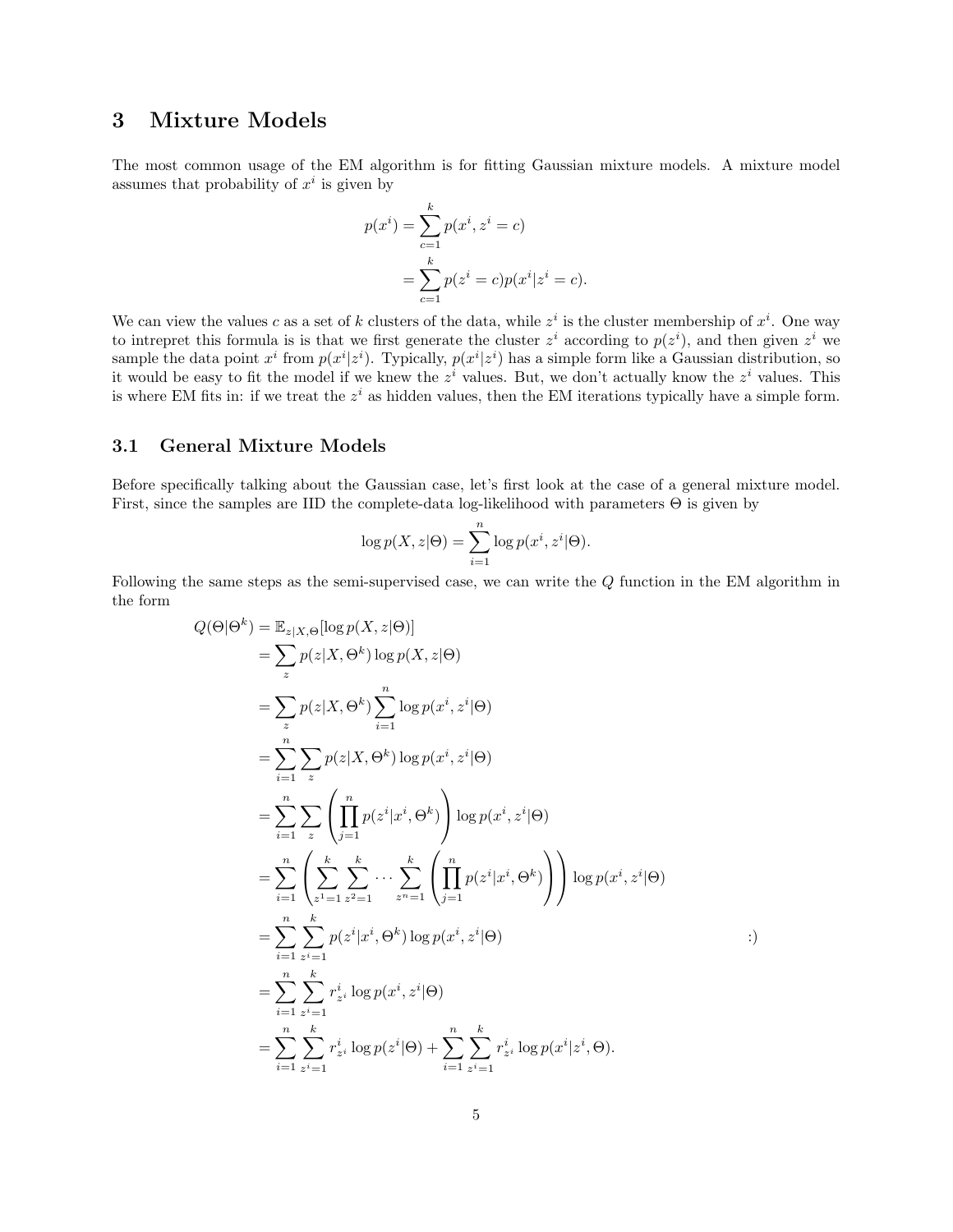## 3 Mixture Models

The most common usage of the EM algorithm is for fitting Gaussian mixture models. A mixture model assumes that probability of $x^i$ is given by

$$
\begin{aligned}
p(x^i) &= \sum_{c=1}^{k} p(x^i, z^i = c) \\
&= \sum_{c=1}^{k} p(z^i = c) p(x^i | z^i = c).
\end{aligned}
$$

We can view the values $c$ as a set of $k$ clusters of the data, while $z^i$ is the cluster membership of $x^i$. One way to intrepret this formula is is that we first generate the cluster $z^i$ according to $p(z^i)$, and then given $z^i$ we sample the data point $x^i$ from $p(x^i|z^i)$. Typically, $p(x^i|z^i)$ has a simple form like a Gaussian distribution, so it would be easy to fit the model if we knew the $z^i$ values. But, we don't actually know the $z^i$ values. This is where EM fits in: if we treat the $z^i$ as hidden values, then the EM iterations typically have a simple form.

### 3.1 General Mixture Models

Before specifically talking about the Gaussian case, let's first look at the case of a general mixture model. First, since the samples are IID the complete-data log-likelihood with parameters $\Theta$ is given by

$$
\log p(X, z|\Theta) = \sum_{i=1}^{n} \log p(x^i, z^i|\Theta).
$$

Following the same steps as the semi-supervised case, we can write the $Q$ function in the EM algorithm in the form

$$
\begin{aligned}
Q(\Theta|\Theta^k) &= \mathbb{E}_{z|X,\Theta}[\log p(X, z|\Theta)] \\
&= \sum_{z} p(z|X, \Theta^k) \log p(X, z|\Theta) \\
&= \sum_{z} p(z|X, \Theta^k) \sum_{i=1}^{n} \log p(x^i, z^i|\Theta) \\
&= \sum_{i=1}^{n} \sum_{z} p(z|X, \Theta^k) \log p(x^i, z^i|\Theta) \\
&= \sum_{i=1}^{n} \sum_{z} \left( \prod_{j=1}^{n} p(z^i|x^i, \Theta^k) \right) \log p(x^i, z^i|\Theta) \\
&= \sum_{i=1}^{n} \left( \sum_{z^1=1}^{k} \sum_{z^2=1}^{k} \cdots \sum_{z^n=1}^{k} \left( \prod_{j=1}^{n} p(z^i|x^i, \Theta^k) \right) \right) \log p(x^i, z^i|\Theta) \\
&= \sum_{i=1}^{n} \sum_{z^i=1}^{k} p(z^i|x^i, \Theta^k) \log p(x^i, z^i|\Theta) \qquad :) \\
&= \sum_{i=1}^{n} \sum_{z^i=1}^{k} r^i_{z^i} \log p(x^i, z^i|\Theta) \\
&= \sum_{i=1}^{n} \sum_{z^i=1}^{k} r^i_{z^i} \log p(z^i|\Theta) + \sum_{i=1}^{n} \sum_{z^i=1}^{k} r^i_{z^i} \log p(x^i|z^i, \Theta).
\end{aligned}
$$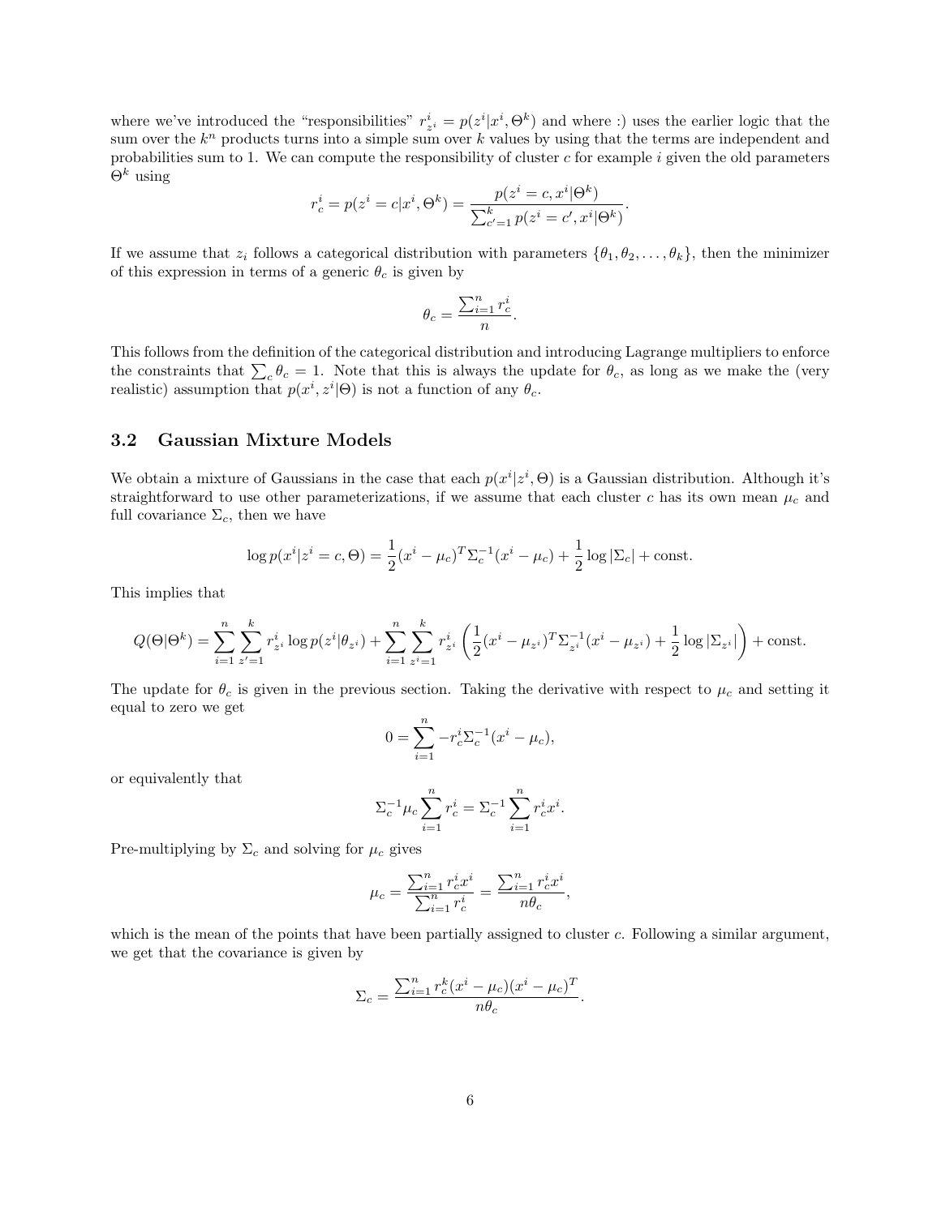where we've introduced the "responsibilities" $r^i_{z^i} = p(z^i|x^i, \Theta^k)$ and where :) uses the earlier logic that the sum over the $k^n$ products turns into a simple sum over $k$ values by using that the terms are independent and probabilities sum to 1. We can compute the responsibility of cluster $c$ for example $i$ given the old parameters $\Theta^k$ using

$$r^i_c = p(z^i = c|x^i, \Theta^k) = \frac{p(z^i = c, x^i|\Theta^k)}{\sum_{c'=1}^k p(z^i = c', x^i|\Theta^k)}.$$

If we assume that $z_i$ follows a categorical distribution with parameters $\{\theta_1, \theta_2, \ldots, \theta_k\}$, then the minimizer of this expression in terms of a generic $\theta_c$ is given by

$$\theta_c = \frac{\sum_{i=1}^n r^i_c}{n}.$$

This follows from the definition of the categorical distribution and introducing Lagrange multipliers to enforce the constraints that $\sum_c \theta_c = 1$. Note that this is always the update for $\theta_c$, as long as we make the (very realistic) assumption that $p(x^i, z^i|\Theta)$ is not a function of any $\theta_c$.

## 3.2 Gaussian Mixture Models

We obtain a mixture of Gaussians in the case that each $p(x^i|z^i, \Theta)$ is a Gaussian distribution. Although it's straightforward to use other parameterizations, if we assume that each cluster $c$ has its own mean $\mu_c$ and full covariance $\Sigma_c$, then we have

$$\log p(x^i|z^i = c, \Theta) = \frac{1}{2}(x^i - \mu_c)^T \Sigma_c^{-1}(x^i - \mu_c) + \frac{1}{2}\log|\Sigma_c| + \text{const}.$$

This implies that

$$Q(\Theta|\Theta^k) = \sum_{i=1}^n \sum_{z'=1}^k r^i_{z^i} \log p(z^i|\theta_{z^i}) + \sum_{i=1}^n \sum_{z^i=1}^k r^i_{z^i}\left(\frac{1}{2}(x^i - \mu_{z^i})^T \Sigma_{z^i}^{-1}(x^i - \mu_{z^i}) + \frac{1}{2}\log|\Sigma_{z^i}|\right) + \text{const}.$$

The update for $\theta_c$ is given in the previous section. Taking the derivative with respect to $\mu_c$ and setting it equal to zero we get

$$0 = \sum_{i=1}^n -r^i_c \Sigma_c^{-1}(x^i - \mu_c),$$

or equivalently that

$$\Sigma_c^{-1}\mu_c \sum_{i=1}^n r^i_c = \Sigma_c^{-1} \sum_{i=1}^n r^i_c x^i.$$

Pre-multiplying by $\Sigma_c$ and solving for $\mu_c$ gives

$$\mu_c = \frac{\sum_{i=1}^n r^i_c x^i}{\sum_{i=1}^n r^i_c} = \frac{\sum_{i=1}^n r^i_c x^i}{n\theta_c},$$

which is the mean of the points that have been partially assigned to cluster $c$. Following a similar argument, we get that the covariance is given by

$$\Sigma_c = \frac{\sum_{i=1}^n r^k_c (x^i - \mu_c)(x^i - \mu_c)^T}{n\theta_c}.$$